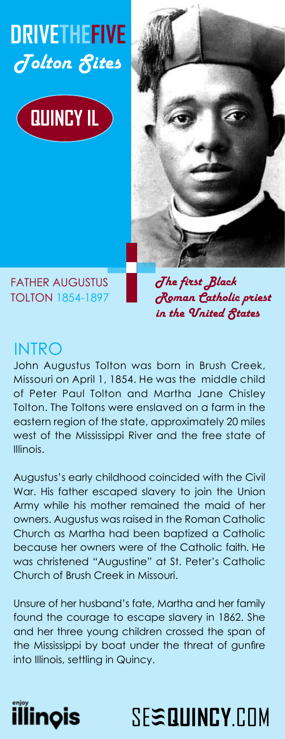# DRIVETHEFIVE

*Tolton Sites*

**QUINCY IL**

FATHER AUGUSTUS TOLTON 1854-1897

*The first Black Roman Catholic priest in the United States*

## INTRO

John Augustus Tolton was born in Brush Creek, Missouri on April 1, 1854. He was the middle child of Peter Paul Tolton and Martha Jane Chisley Tolton. The Toltons were enslaved on a farm in the eastern region of the state, approximately 20 miles west of the Mississippi River and the free state of Illinois.

Augustus's early childhood coincided with the Civil War. His father escaped slavery to join the Union Army while his mother remained the maid of her owners. Augustus was raised in the Roman Catholic Church as Martha had been baptized a Catholic because her owners were of the Catholic faith. He was christened "Augustine" at St. Peter's Catholic Church of Brush Creek in Missouri.

Unsure of her husband's fate, Martha and her family found the courage to escape slavery in 1862. She and her three young children crossed the span of the Mississippi by boat under the threat of gunfire into Illinois, settling in Quincy.

enjoy illinois

SEEQUINCY.COM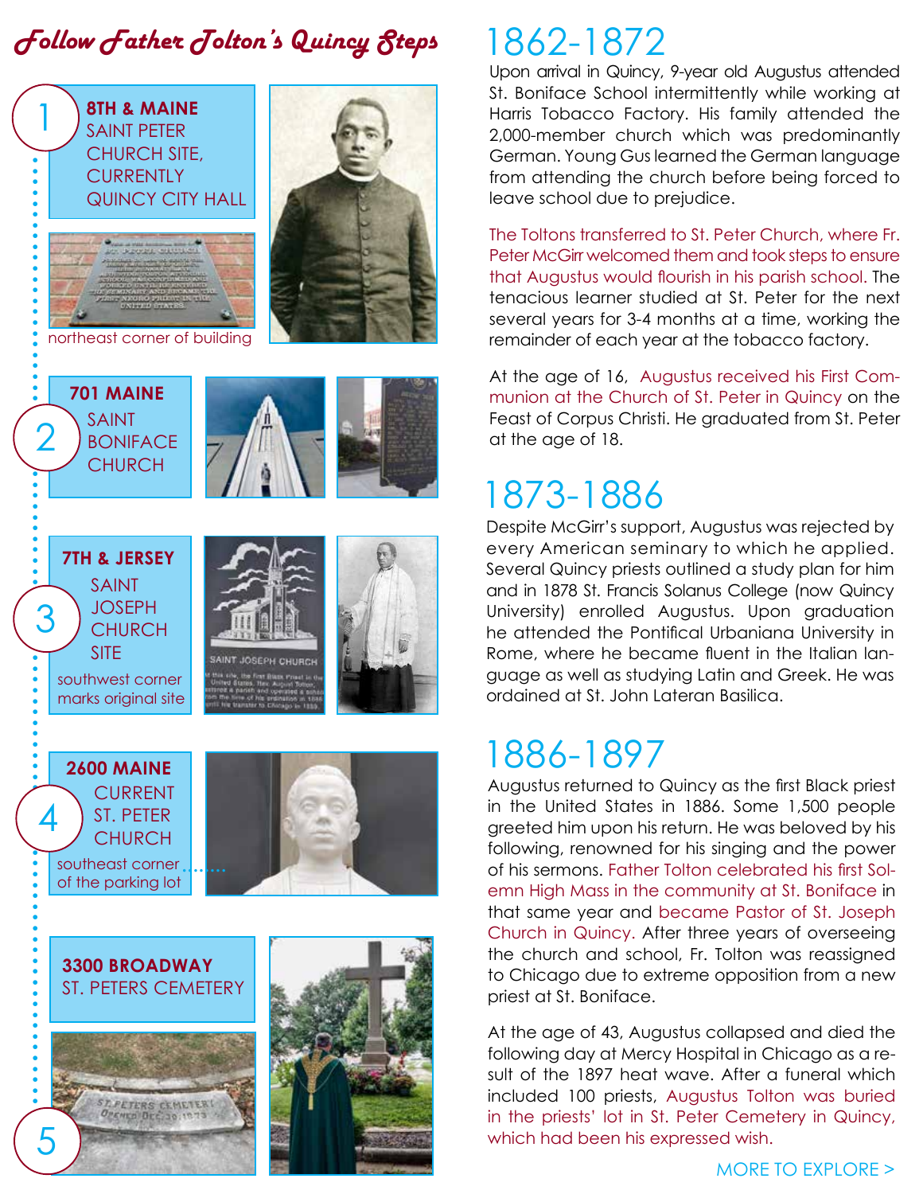# Follow Father Tolton's Quincy Steps

**1**

**8TH & MAINE**
SAINT PETER CHURCH SITE, CURRENTLY QUINCY CITY HALL

northeast corner of building

**2**

**701 MAINE**
SAINT BONIFACE CHURCH

**3**

**7TH & JERSEY**
SAINT JOSEPH CHURCH SITE

southwest corner marks original site

**4**

**2600 MAINE**
CURRENT ST. PETER CHURCH

southeast corner of the parking lot

**5**

**3300 BROADWAY**
ST. PETERS CEMETERY

## 1862-1872

Upon arrival in Quincy, 9-year old Augustus attended St. Boniface School intermittently while working at Harris Tobacco Factory. His family attended the 2,000-member church which was predominantly German. Young Gus learned the German language from attending the church before being forced to leave school due to prejudice.

The Toltons transferred to St. Peter Church, where Fr. Peter McGirr welcomed them and took steps to ensure that Augustus would flourish in his parish school. The tenacious learner studied at St. Peter for the next several years for 3-4 months at a time, working the remainder of each year at the tobacco factory.

At the age of 16, Augustus received his First Communion at the Church of St. Peter in Quincy on the Feast of Corpus Christi. He graduated from St. Peter at the age of 18.

## 1873-1886

Despite McGirr's support, Augustus was rejected by every American seminary to which he applied. Several Quincy priests outlined a study plan for him and in 1878 St. Francis Solanus College (now Quincy University) enrolled Augustus. Upon graduation he attended the Pontifical Urbaniana University in Rome, where he became fluent in the Italian language as well as studying Latin and Greek. He was ordained at St. John Lateran Basilica.

## 1886-1897

Augustus returned to Quincy as the first Black priest in the United States in 1886. Some 1,500 people greeted him upon his return. He was beloved by his following, renowned for his singing and the power of his sermons. Father Tolton celebrated his first Solemn High Mass in the community at St. Boniface in that same year and became Pastor of St. Joseph Church in Quincy. After three years of overseeing the church and school, Fr. Tolton was reassigned to Chicago due to extreme opposition from a new priest at St. Boniface.

At the age of 43, Augustus collapsed and died the following day at Mercy Hospital in Chicago as a result of the 1897 heat wave. After a funeral which included 100 priests, Augustus Tolton was buried in the priests' lot in St. Peter Cemetery in Quincy, which had been his expressed wish.

MORE TO EXPLORE >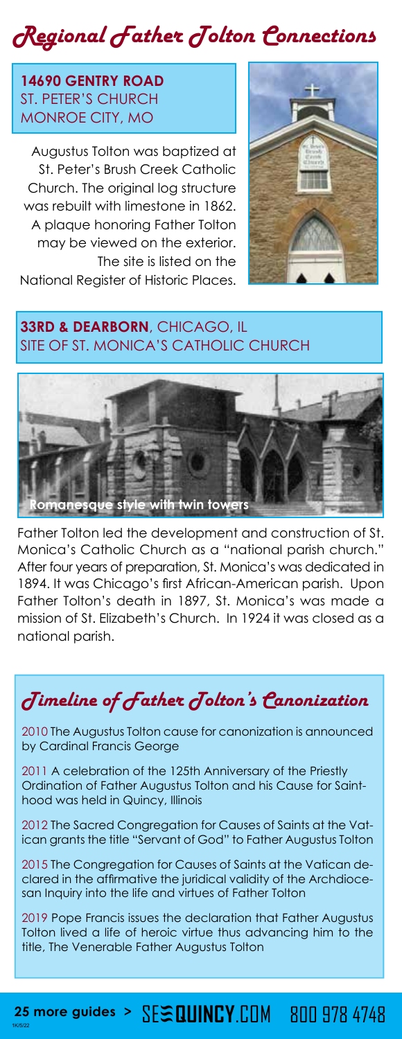# Regional Father Tolton Connections

**14690 GENTRY ROAD**
ST. PETER'S CHURCH
MONROE CITY, MO

Augustus Tolton was baptized at St. Peter's Brush Creek Catholic Church. The original log structure was rebuilt with limestone in 1862. A plaque honoring Father Tolton may be viewed on the exterior. The site is listed on the National Register of Historic Places.

**33RD & DEARBORN**, CHICAGO, IL
SITE OF ST. MONICA'S CATHOLIC CHURCH

Romanesque style with twin towers

Father Tolton led the development and construction of St. Monica's Catholic Church as a "national parish church." After four years of preparation, St. Monica's was dedicated in 1894. It was Chicago's first African-American parish. Upon Father Tolton's death in 1897, St. Monica's was made a mission of St. Elizabeth's Church. In 1924 it was closed as a national parish.

## Timeline of Father Tolton's Canonization

2010 The Augustus Tolton cause for canonization is announced by Cardinal Francis George

2011 A celebration of the 125th Anniversary of the Priestly Ordination of Father Augustus Tolton and his Cause for Sainthood was held in Quincy, Illinois

2012 The Sacred Congregation for Causes of Saints at the Vatican grants the title "Servant of God" to Father Augustus Tolton

2015 The Congregation for Causes of Saints at the Vatican declared in the affirmative the juridical validity of the Archdiocesan Inquiry into the life and virtues of Father Tolton

2019 Pope Francis issues the declaration that Father Augustus Tolton lived a life of heroic virtue thus advancing him to the title, The Venerable Father Augustus Tolton

**25 more guides >** SEEQUINCY.COM 800 978 4748

1K/5/22